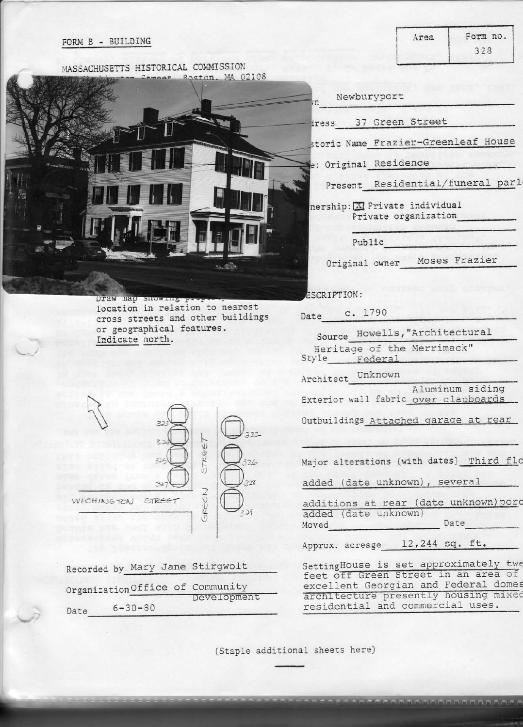FORM B - BUILDING

MASSACHUSETTS HISTORICAL COMMISSION
Washington Street, Boston, MA 02108

| Area | Form no. |
|---|---|
| | 328 |

Town: Newburyport

Address: 37 Green Street

Historic Name: Frazier-Greenleaf House

Use: Original: Residence

Present: Residential/funeral parl

Ownership: [X] Private individual
Private organization
Public

Original owner: Moses Frazier

Draw map showing property location in relation to nearest cross streets and other buildings or geographical features. Indicate north.

WASHINGTON STREET
GREEN STREET
323, 324, 325, 327, 322, 326, 328, 329

DESCRIPTION:

Date: c. 1790

Source: Howells, "Architectural Heritage of the Merrimack"

Style: Federal

Architect: Unknown

Exterior wall fabric: Aluminum siding over clapboards

Outbuildings: Attached garage at rear

Major alterations (with dates): Third flo added (date unknown), several additions at rear (date unknown) porc added (date unknown)

Moved ______ Date ______

Approx. acreage: 12,244 sq. ft.

Setting: House is set approximately twe feet off Green Street in an area of excellent Georgian and Federal domes architecture presently housing mixed residential and commercial uses.

Recorded by: Mary Jane Stirgwolt

Organization: Office of Community Development

Date: 6-30-80

(Staple additional sheets here)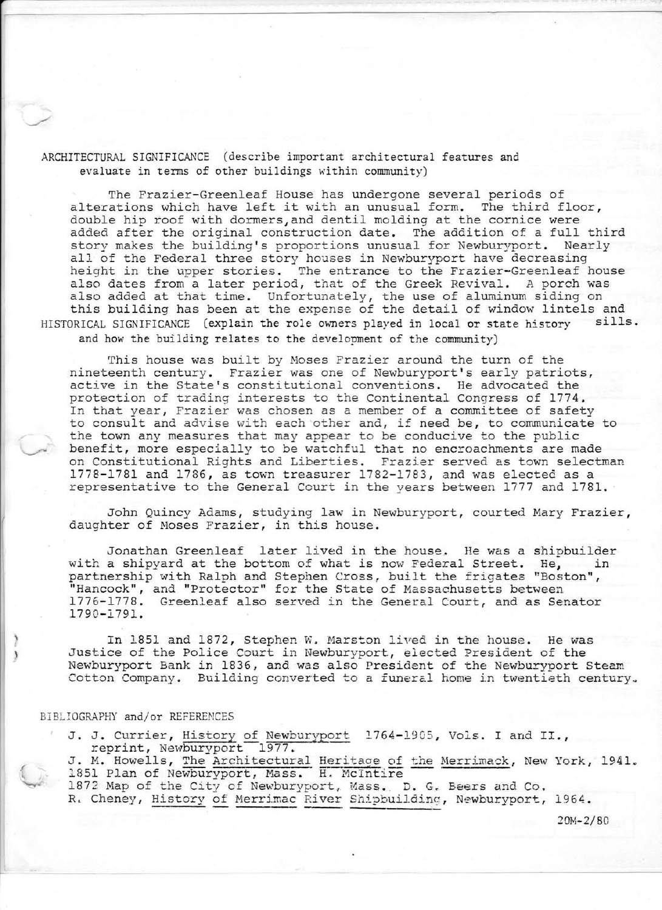ARCHITECTURAL SIGNIFICANCE (describe important architectural features and evaluate in terms of other buildings within community)

The Frazier-Greenleaf House has undergone several periods of alterations which have left it with an unusual form. The third floor, double hip roof with dormers, and dentil molding at the cornice were added after the original construction date. The addition of a full third story makes the building's proportions unusual for Newburyport. Nearly all of the Federal three story houses in Newburyport have decreasing height in the upper stories. The entrance to the Frazier-Greenleaf house also dates from a later period, that of the Greek Revival. A porch was also added at that time. Unfortunately, the use of aluminum siding on this building has been at the expense of the detail of window lintels and sills.

HISTORICAL SIGNIFICANCE (explain the role owners played in local or state history and how the building relates to the development of the community)

This house was built by Moses Frazier around the turn of the nineteenth century. Frazier was one of Newburyport's early patriots, active in the State's constitutional conventions. He advocated the protection of trading interests to the Continental Congress of 1774. In that year, Frazier was chosen as a member of a committee of safety to consult and advise with each other and, if need be, to communicate to the town any measures that may appear to be conducive to the public benefit, more especially to be watchful that no encroachments are made on Constitutional Rights and Liberties. Frazier served as town selectman 1778-1781 and 1786, as town treasurer 1782-1783, and was elected as a representative to the General Court in the years between 1777 and 1781.

John Quincy Adams, studying law in Newburyport, courted Mary Frazier, daughter of Moses Frazier, in this house.

Jonathan Greenleaf later lived in the house. He was a shipbuilder with a shipyard at the bottom of what is now Federal Street. He, in partnership with Ralph and Stephen Cross, built the frigates "Boston", "Hancock", and "Protector" for the State of Massachusetts between 1776-1778. Greenleaf also served in the General Court, and as Senator 1790-1791.

In 1851 and 1872, Stephen W. Marston lived in the house. He was Justice of the Police Court in Newburyport, elected President of the Newburyport Bank in 1836, and was also President of the Newburyport Steam Cotton Company. Building converted to a funeral home in twentieth century.

BIBLIOGRAPHY and/or REFERENCES

J. J. Currier, History of Newburyport 1764-1905, Vols. I and II., reprint, Newburyport 1977.
J. M. Howells, The Architectural Heritage of the Merrimack, New York, 1941.
1851 Plan of Newburyport, Mass. H. McIntire
1872 Map of the City of Newburyport, Mass. D. G. Beers and Co.
R. Cheney, History of Merrimac River Shipbuilding, Newburyport, 1964.

20M-2/80